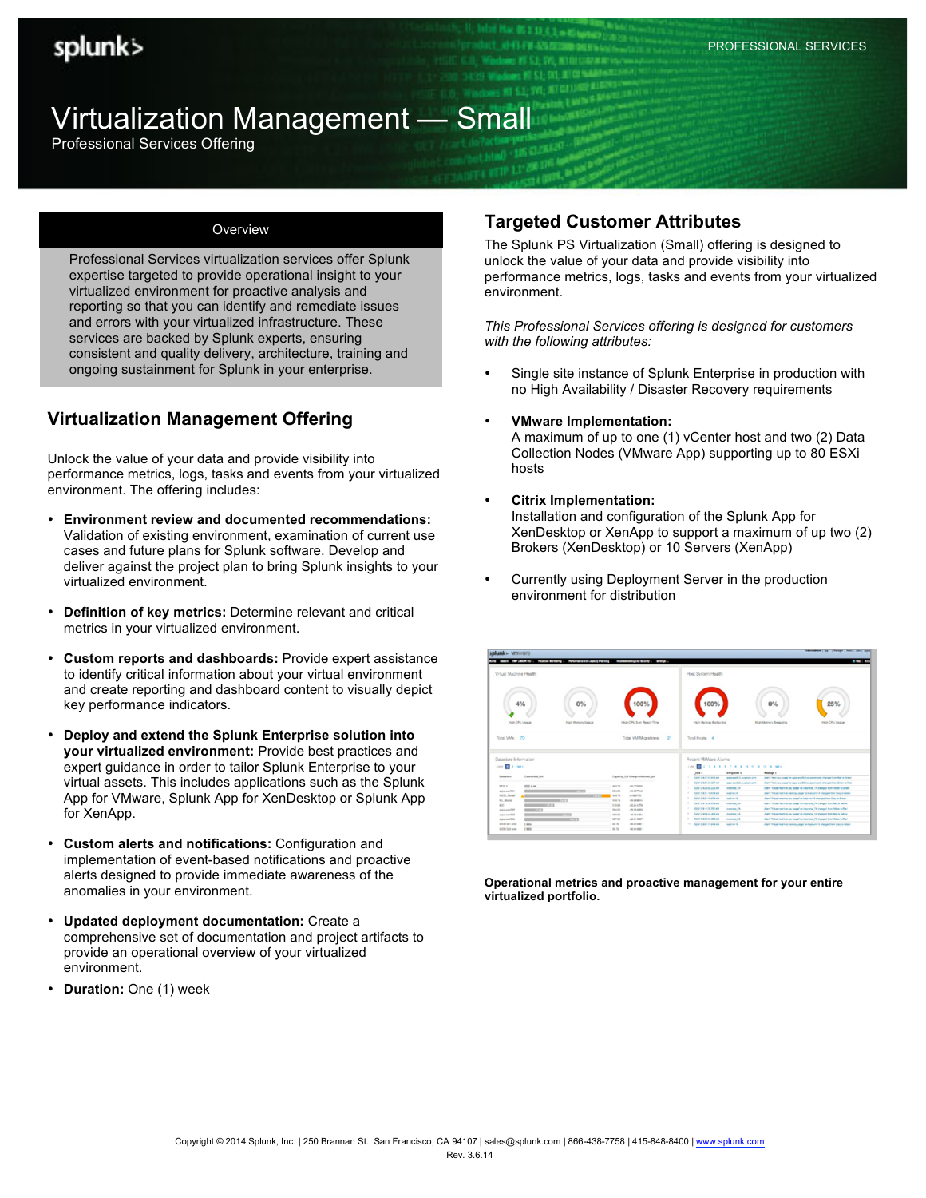# Virtualization Management — Small

Professional Services Offering

PROFESSIONAL SERVICES

## Overview

Professional Services virtualization services offer Splunk expertise targeted to provide operational insight to your virtualized environment for proactive analysis and reporting so that you can identify and remediate issues and errors with your virtualized infrastructure. These services are backed by Splunk experts, ensuring consistent and quality delivery, architecture, training and ongoing sustainment for Splunk in your enterprise.

## Virtualization Management Offering

Unlock the value of your data and provide visibility into performance metrics, logs, tasks and events from your virtualized environment. The offering includes:

- **Environment review and documented recommendations:** Validation of existing environment, examination of current use cases and future plans for Splunk software. Develop and deliver against the project plan to bring Splunk insights to your virtualized environment.
- **Definition of key metrics:** Determine relevant and critical metrics in your virtualized environment.
- **Custom reports and dashboards:** Provide expert assistance to identify critical information about your virtual environment and create reporting and dashboard content to visually depict key performance indicators.
- **Deploy and extend the Splunk Enterprise solution into your virtualized environment:** Provide best practices and expert guidance in order to tailor Splunk Enterprise to your virtual assets. This includes applications such as the Splunk App for VMware, Splunk App for XenDesktop or Splunk App for XenApp.
- **Custom alerts and notifications:** Configuration and implementation of event-based notifications and proactive alerts designed to provide immediate awareness of the anomalies in your environment.
- **Updated deployment documentation:** Create a comprehensive set of documentation and project artifacts to provide an operational overview of your virtualized environment.
- **Duration:** One (1) week

## Targeted Customer Attributes

The Splunk PS Virtualization (Small) offering is designed to unlock the value of your data and provide visibility into performance metrics, logs, tasks and events from your virtualized environment.

*This Professional Services offering is designed for customers with the following attributes:*

- Single site instance of Splunk Enterprise in production with no High Availability / Disaster Recovery requirements
- **VMware Implementation:**
  A maximum of up to one (1) vCenter host and two (2) Data Collection Nodes (VMware App) supporting up to 80 ESXi hosts
- **Citrix Implementation:**
  Installation and configuration of the Splunk App for XenDesktop or XenApp to support a maximum of up two (2) Brokers (XenDesktop) or 10 Servers (XenApp)
- Currently using Deployment Server in the production environment for distribution

**Operational metrics and proactive management for your entire virtualized portfolio.**

Copyright © 2014 Splunk, Inc. | 250 Brannan St., San Francisco, CA 94107 | sales@splunk.com | 866-438-7758 | 415-848-8400 | www.splunk.com
Rev. 3.6.14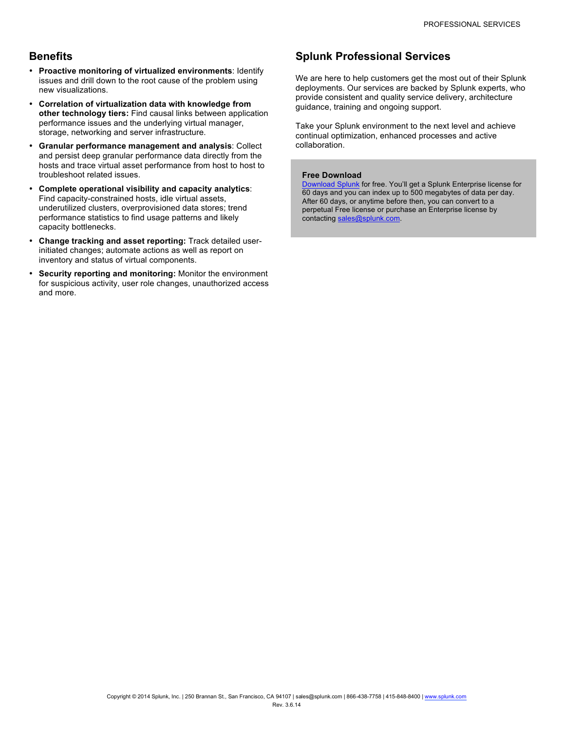## Benefits

- **Proactive monitoring of virtualized environments**: Identify issues and drill down to the root cause of the problem using new visualizations.
- **Correlation of virtualization data with knowledge from other technology tiers:** Find causal links between application performance issues and the underlying virtual manager, storage, networking and server infrastructure.
- **Granular performance management and analysis**: Collect and persist deep granular performance data directly from the hosts and trace virtual asset performance from host to host to troubleshoot related issues.
- **Complete operational visibility and capacity analytics**: Find capacity-constrained hosts, idle virtual assets, underutilized clusters, overprovisioned data stores; trend performance statistics to find usage patterns and likely capacity bottlenecks.
- **Change tracking and asset reporting:** Track detailed user-initiated changes; automate actions as well as report on inventory and status of virtual components.
- **Security reporting and monitoring:** Monitor the environment for suspicious activity, user role changes, unauthorized access and more.

## Splunk Professional Services

We are here to help customers get the most out of their Splunk deployments. Our services are backed by Splunk experts, who provide consistent and quality service delivery, architecture guidance, training and ongoing support.

Take your Splunk environment to the next level and achieve continual optimization, enhanced processes and active collaboration.

**Free Download**
Download Splunk for free. You'll get a Splunk Enterprise license for 60 days and you can index up to 500 megabytes of data per day. After 60 days, or anytime before then, you can convert to a perpetual Free license or purchase an Enterprise license by contacting sales@splunk.com.

Copyright © 2014 Splunk, Inc. | 250 Brannan St., San Francisco, CA 94107 | sales@splunk.com | 866-438-7758 | 415-848-8400 | www.splunk.com
Rev. 3.6.14